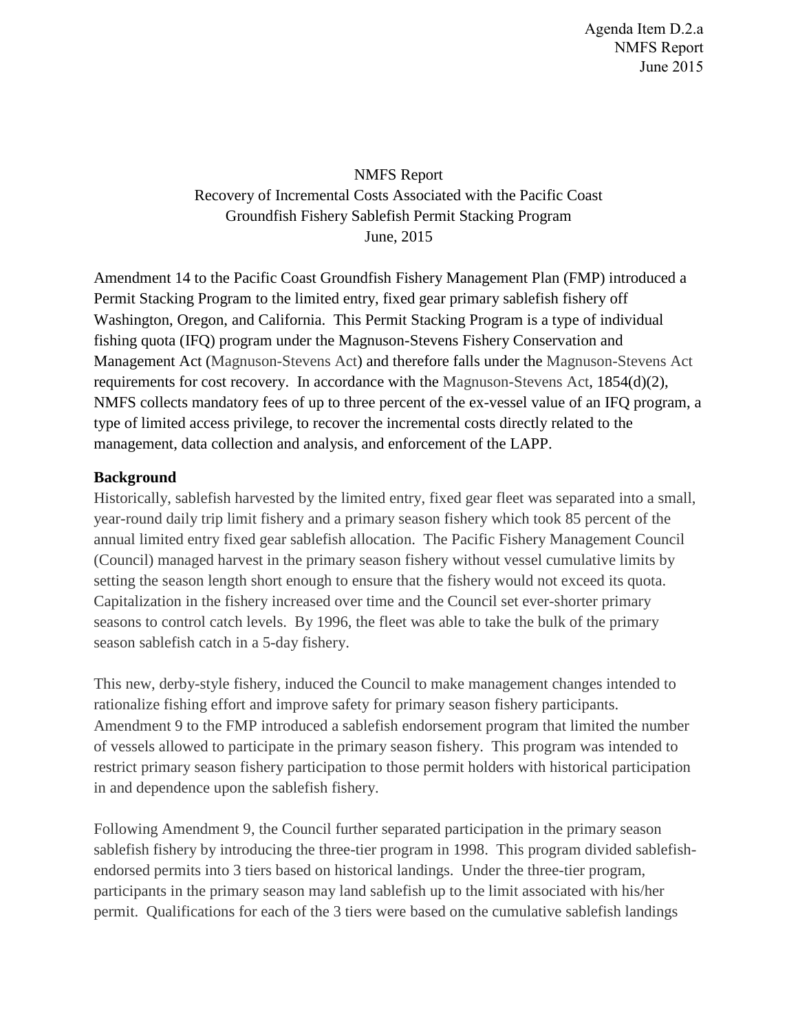Agenda Item D.2.a
NMFS Report
June 2015

# NMFS Report
## Recovery of Incremental Costs Associated with the Pacific Coast Groundfish Fishery Sablefish Permit Stacking Program
June, 2015

Amendment 14 to the Pacific Coast Groundfish Fishery Management Plan (FMP) introduced a Permit Stacking Program to the limited entry, fixed gear primary sablefish fishery off Washington, Oregon, and California. This Permit Stacking Program is a type of individual fishing quota (IFQ) program under the Magnuson-Stevens Fishery Conservation and Management Act (Magnuson-Stevens Act) and therefore falls under the Magnuson-Stevens Act requirements for cost recovery. In accordance with the Magnuson-Stevens Act, 1854(d)(2), NMFS collects mandatory fees of up to three percent of the ex-vessel value of an IFQ program, a type of limited access privilege, to recover the incremental costs directly related to the management, data collection and analysis, and enforcement of the LAPP.

**Background**

Historically, sablefish harvested by the limited entry, fixed gear fleet was separated into a small, year-round daily trip limit fishery and a primary season fishery which took 85 percent of the annual limited entry fixed gear sablefish allocation. The Pacific Fishery Management Council (Council) managed harvest in the primary season fishery without vessel cumulative limits by setting the season length short enough to ensure that the fishery would not exceed its quota. Capitalization in the fishery increased over time and the Council set ever-shorter primary seasons to control catch levels. By 1996, the fleet was able to take the bulk of the primary season sablefish catch in a 5-day fishery.

This new, derby-style fishery, induced the Council to make management changes intended to rationalize fishing effort and improve safety for primary season fishery participants. Amendment 9 to the FMP introduced a sablefish endorsement program that limited the number of vessels allowed to participate in the primary season fishery. This program was intended to restrict primary season fishery participation to those permit holders with historical participation in and dependence upon the sablefish fishery.

Following Amendment 9, the Council further separated participation in the primary season sablefish fishery by introducing the three-tier program in 1998. This program divided sablefish-endorsed permits into 3 tiers based on historical landings. Under the three-tier program, participants in the primary season may land sablefish up to the limit associated with his/her permit. Qualifications for each of the 3 tiers were based on the cumulative sablefish landings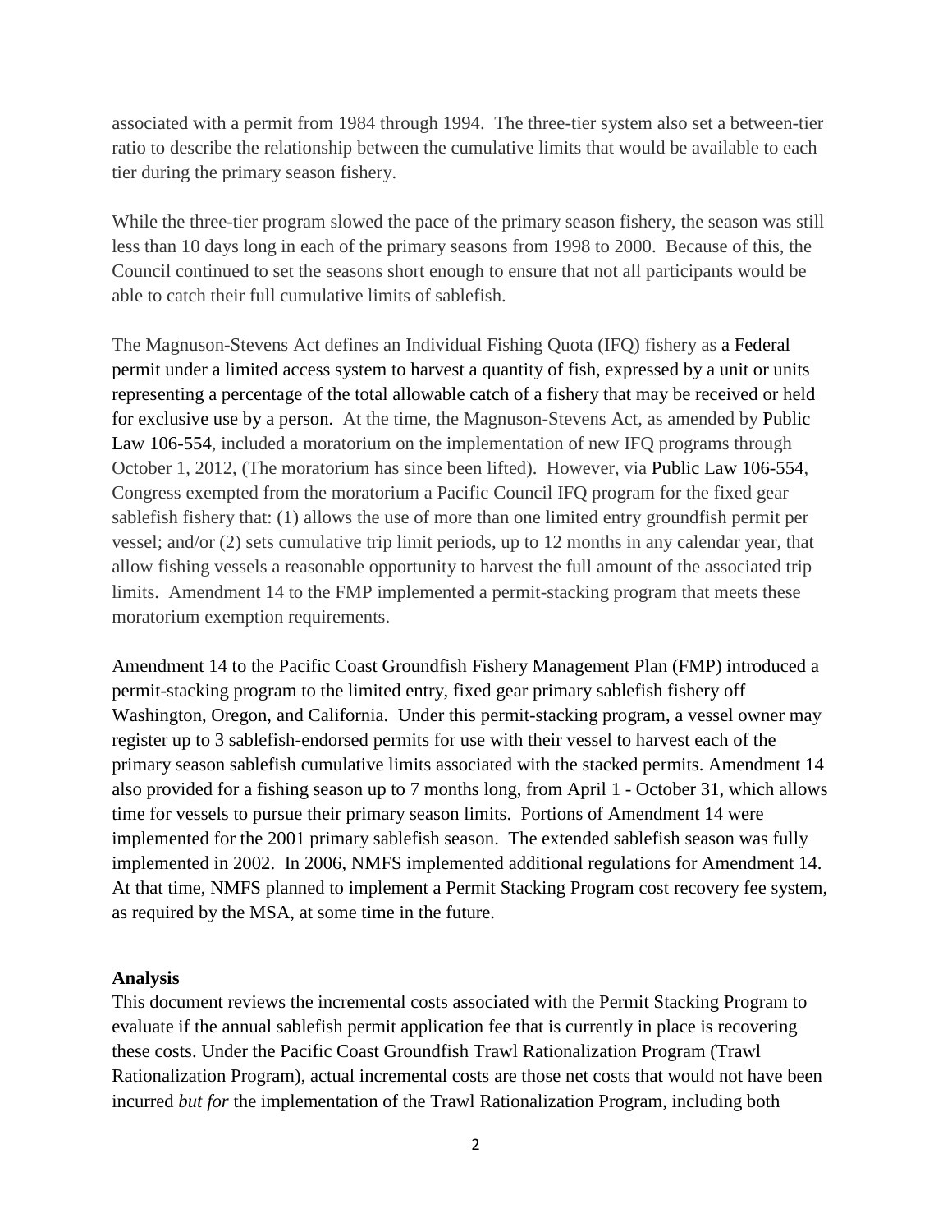associated with a permit from 1984 through 1994. The three-tier system also set a between-tier ratio to describe the relationship between the cumulative limits that would be available to each tier during the primary season fishery.

While the three-tier program slowed the pace of the primary season fishery, the season was still less than 10 days long in each of the primary seasons from 1998 to 2000. Because of this, the Council continued to set the seasons short enough to ensure that not all participants would be able to catch their full cumulative limits of sablefish.

The Magnuson-Stevens Act defines an Individual Fishing Quota (IFQ) fishery as a Federal permit under a limited access system to harvest a quantity of fish, expressed by a unit or units representing a percentage of the total allowable catch of a fishery that may be received or held for exclusive use by a person. At the time, the Magnuson-Stevens Act, as amended by Public Law 106-554, included a moratorium on the implementation of new IFQ programs through October 1, 2012, (The moratorium has since been lifted). However, via Public Law 106-554, Congress exempted from the moratorium a Pacific Council IFQ program for the fixed gear sablefish fishery that: (1) allows the use of more than one limited entry groundfish permit per vessel; and/or (2) sets cumulative trip limit periods, up to 12 months in any calendar year, that allow fishing vessels a reasonable opportunity to harvest the full amount of the associated trip limits. Amendment 14 to the FMP implemented a permit-stacking program that meets these moratorium exemption requirements.

Amendment 14 to the Pacific Coast Groundfish Fishery Management Plan (FMP) introduced a permit-stacking program to the limited entry, fixed gear primary sablefish fishery off Washington, Oregon, and California. Under this permit-stacking program, a vessel owner may register up to 3 sablefish-endorsed permits for use with their vessel to harvest each of the primary season sablefish cumulative limits associated with the stacked permits. Amendment 14 also provided for a fishing season up to 7 months long, from April 1 - October 31, which allows time for vessels to pursue their primary season limits. Portions of Amendment 14 were implemented for the 2001 primary sablefish season. The extended sablefish season was fully implemented in 2002. In 2006, NMFS implemented additional regulations for Amendment 14. At that time, NMFS planned to implement a Permit Stacking Program cost recovery fee system, as required by the MSA, at some time in the future.

**Analysis**

This document reviews the incremental costs associated with the Permit Stacking Program to evaluate if the annual sablefish permit application fee that is currently in place is recovering these costs. Under the Pacific Coast Groundfish Trawl Rationalization Program (Trawl Rationalization Program), actual incremental costs are those net costs that would not have been incurred *but for* the implementation of the Trawl Rationalization Program, including both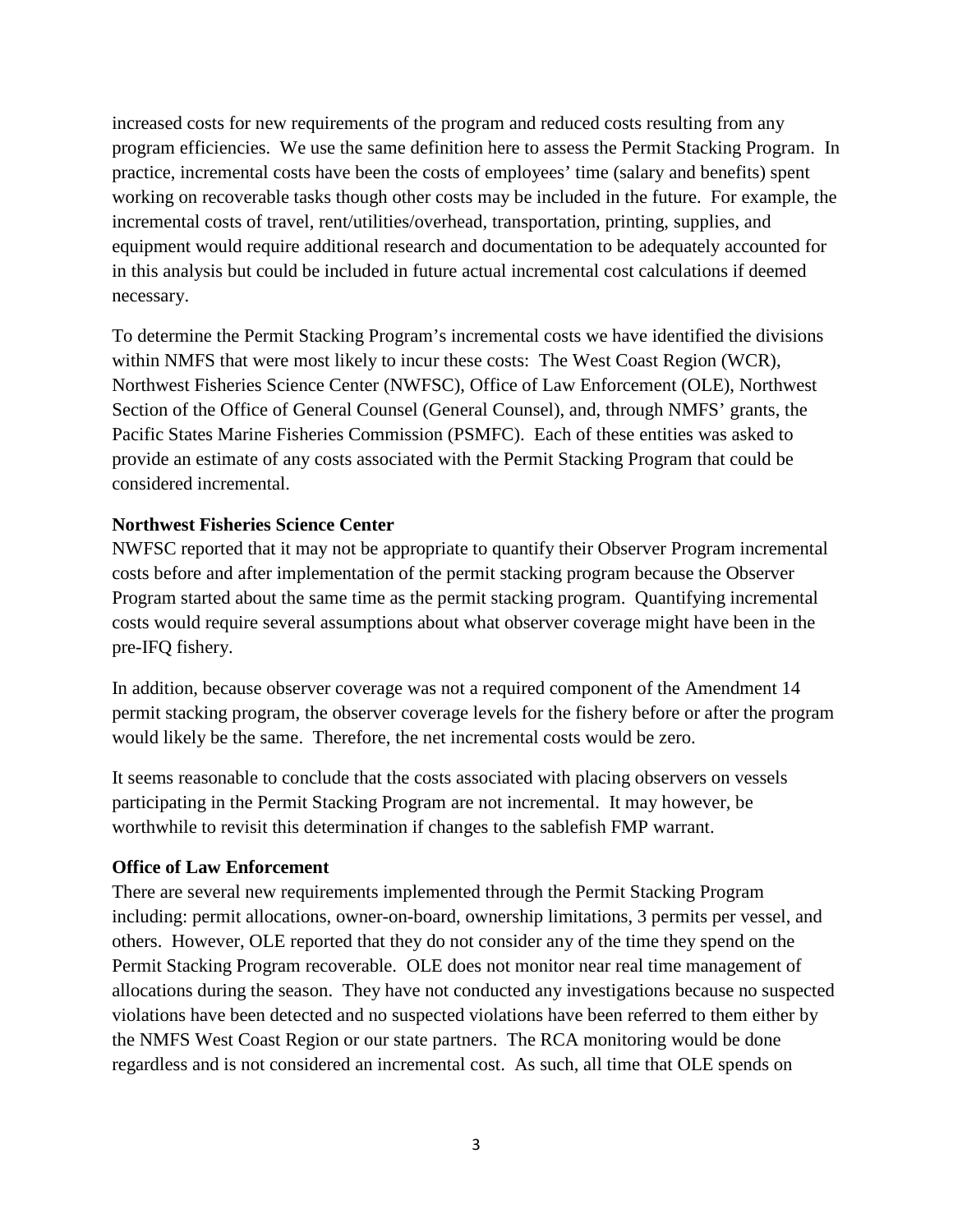increased costs for new requirements of the program and reduced costs resulting from any program efficiencies. We use the same definition here to assess the Permit Stacking Program. In practice, incremental costs have been the costs of employees' time (salary and benefits) spent working on recoverable tasks though other costs may be included in the future. For example, the incremental costs of travel, rent/utilities/overhead, transportation, printing, supplies, and equipment would require additional research and documentation to be adequately accounted for in this analysis but could be included in future actual incremental cost calculations if deemed necessary.

To determine the Permit Stacking Program's incremental costs we have identified the divisions within NMFS that were most likely to incur these costs: The West Coast Region (WCR), Northwest Fisheries Science Center (NWFSC), Office of Law Enforcement (OLE), Northwest Section of the Office of General Counsel (General Counsel), and, through NMFS' grants, the Pacific States Marine Fisheries Commission (PSMFC). Each of these entities was asked to provide an estimate of any costs associated with the Permit Stacking Program that could be considered incremental.

**Northwest Fisheries Science Center**

NWFSC reported that it may not be appropriate to quantify their Observer Program incremental costs before and after implementation of the permit stacking program because the Observer Program started about the same time as the permit stacking program. Quantifying incremental costs would require several assumptions about what observer coverage might have been in the pre-IFQ fishery.

In addition, because observer coverage was not a required component of the Amendment 14 permit stacking program, the observer coverage levels for the fishery before or after the program would likely be the same. Therefore, the net incremental costs would be zero.

It seems reasonable to conclude that the costs associated with placing observers on vessels participating in the Permit Stacking Program are not incremental. It may however, be worthwhile to revisit this determination if changes to the sablefish FMP warrant.

**Office of Law Enforcement**

There are several new requirements implemented through the Permit Stacking Program including: permit allocations, owner-on-board, ownership limitations, 3 permits per vessel, and others. However, OLE reported that they do not consider any of the time they spend on the Permit Stacking Program recoverable. OLE does not monitor near real time management of allocations during the season. They have not conducted any investigations because no suspected violations have been detected and no suspected violations have been referred to them either by the NMFS West Coast Region or our state partners. The RCA monitoring would be done regardless and is not considered an incremental cost. As such, all time that OLE spends on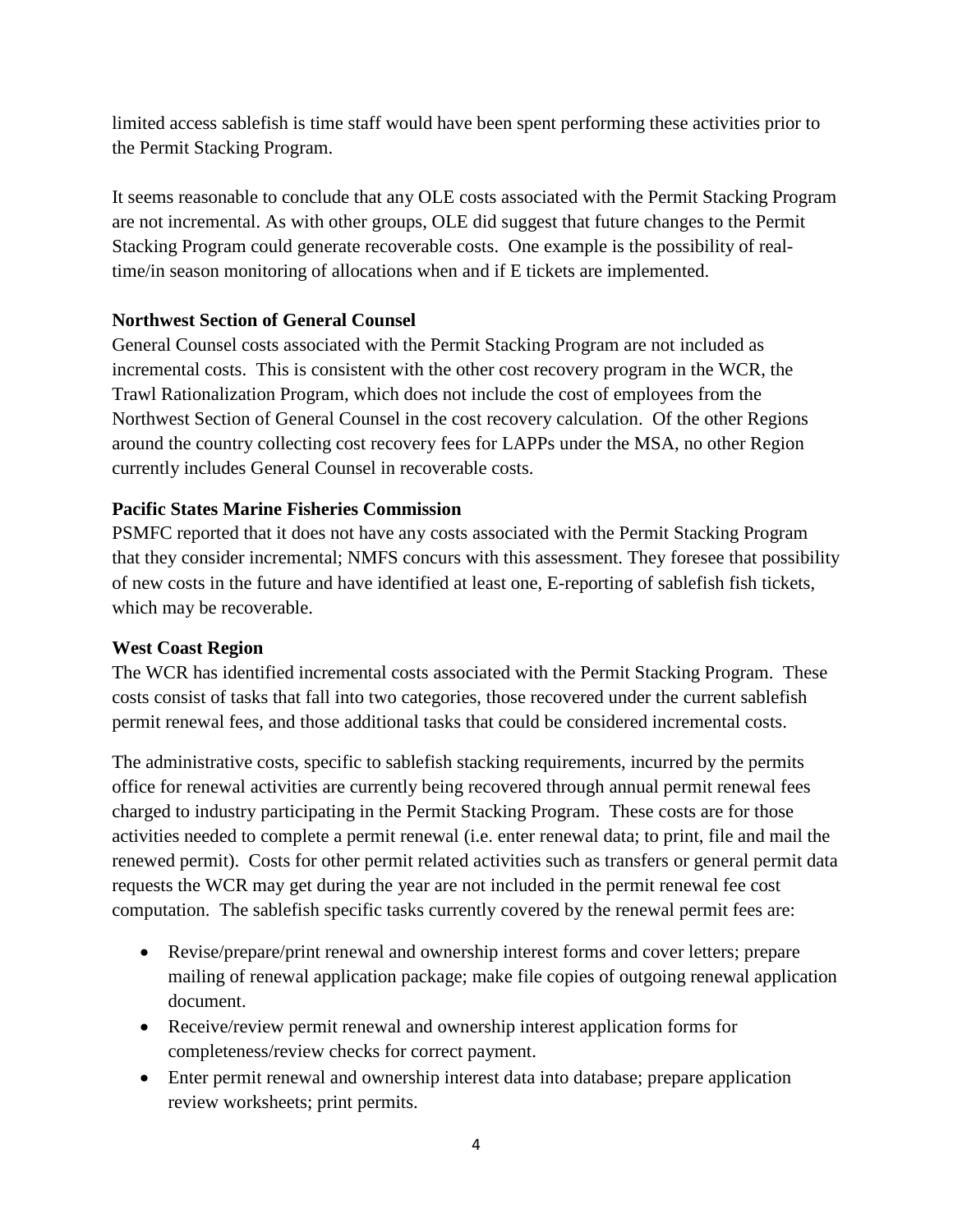limited access sablefish is time staff would have been spent performing these activities prior to the Permit Stacking Program.

It seems reasonable to conclude that any OLE costs associated with the Permit Stacking Program are not incremental. As with other groups, OLE did suggest that future changes to the Permit Stacking Program could generate recoverable costs. One example is the possibility of real-time/in season monitoring of allocations when and if E tickets are implemented.

**Northwest Section of General Counsel**

General Counsel costs associated with the Permit Stacking Program are not included as incremental costs. This is consistent with the other cost recovery program in the WCR, the Trawl Rationalization Program, which does not include the cost of employees from the Northwest Section of General Counsel in the cost recovery calculation. Of the other Regions around the country collecting cost recovery fees for LAPPs under the MSA, no other Region currently includes General Counsel in recoverable costs.

**Pacific States Marine Fisheries Commission**

PSMFC reported that it does not have any costs associated with the Permit Stacking Program that they consider incremental; NMFS concurs with this assessment. They foresee that possibility of new costs in the future and have identified at least one, E-reporting of sablefish fish tickets, which may be recoverable.

**West Coast Region**

The WCR has identified incremental costs associated with the Permit Stacking Program. These costs consist of tasks that fall into two categories, those recovered under the current sablefish permit renewal fees, and those additional tasks that could be considered incremental costs.

The administrative costs, specific to sablefish stacking requirements, incurred by the permits office for renewal activities are currently being recovered through annual permit renewal fees charged to industry participating in the Permit Stacking Program. These costs are for those activities needed to complete a permit renewal (i.e. enter renewal data; to print, file and mail the renewed permit). Costs for other permit related activities such as transfers or general permit data requests the WCR may get during the year are not included in the permit renewal fee cost computation. The sablefish specific tasks currently covered by the renewal permit fees are:

- Revise/prepare/print renewal and ownership interest forms and cover letters; prepare mailing of renewal application package; make file copies of outgoing renewal application document.
- Receive/review permit renewal and ownership interest application forms for completeness/review checks for correct payment.
- Enter permit renewal and ownership interest data into database; prepare application review worksheets; print permits.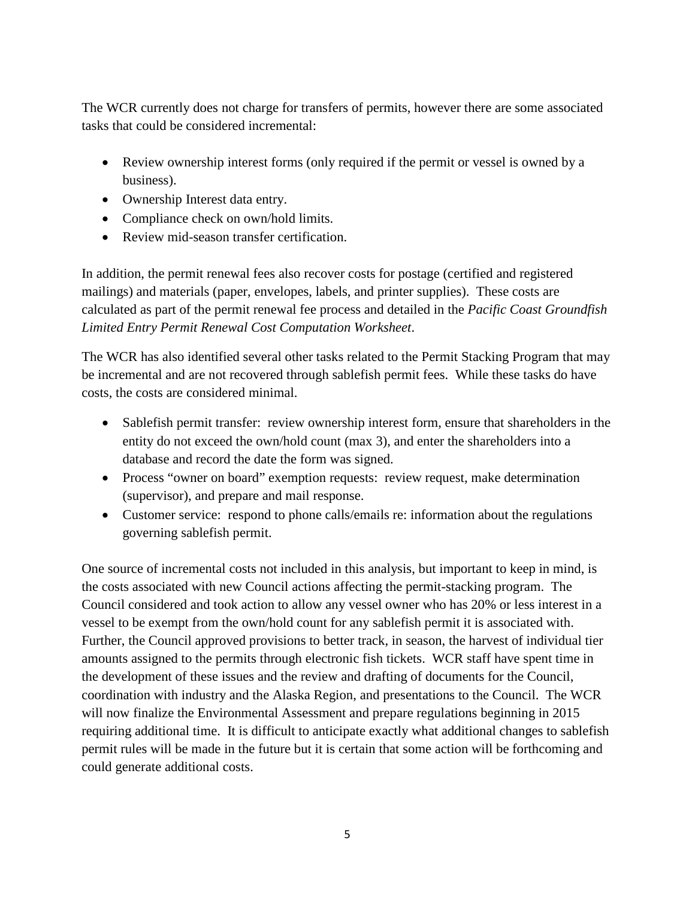The WCR currently does not charge for transfers of permits, however there are some associated tasks that could be considered incremental:

- Review ownership interest forms (only required if the permit or vessel is owned by a business).
- Ownership Interest data entry.
- Compliance check on own/hold limits.
- Review mid-season transfer certification.

In addition, the permit renewal fees also recover costs for postage (certified and registered mailings) and materials (paper, envelopes, labels, and printer supplies). These costs are calculated as part of the permit renewal fee process and detailed in the *Pacific Coast Groundfish Limited Entry Permit Renewal Cost Computation Worksheet*.

The WCR has also identified several other tasks related to the Permit Stacking Program that may be incremental and are not recovered through sablefish permit fees. While these tasks do have costs, the costs are considered minimal.

- Sablefish permit transfer: review ownership interest form, ensure that shareholders in the entity do not exceed the own/hold count (max 3), and enter the shareholders into a database and record the date the form was signed.
- Process "owner on board" exemption requests: review request, make determination (supervisor), and prepare and mail response.
- Customer service: respond to phone calls/emails re: information about the regulations governing sablefish permit.

One source of incremental costs not included in this analysis, but important to keep in mind, is the costs associated with new Council actions affecting the permit-stacking program. The Council considered and took action to allow any vessel owner who has 20% or less interest in a vessel to be exempt from the own/hold count for any sablefish permit it is associated with. Further, the Council approved provisions to better track, in season, the harvest of individual tier amounts assigned to the permits through electronic fish tickets. WCR staff have spent time in the development of these issues and the review and drafting of documents for the Council, coordination with industry and the Alaska Region, and presentations to the Council. The WCR will now finalize the Environmental Assessment and prepare regulations beginning in 2015 requiring additional time. It is difficult to anticipate exactly what additional changes to sablefish permit rules will be made in the future but it is certain that some action will be forthcoming and could generate additional costs.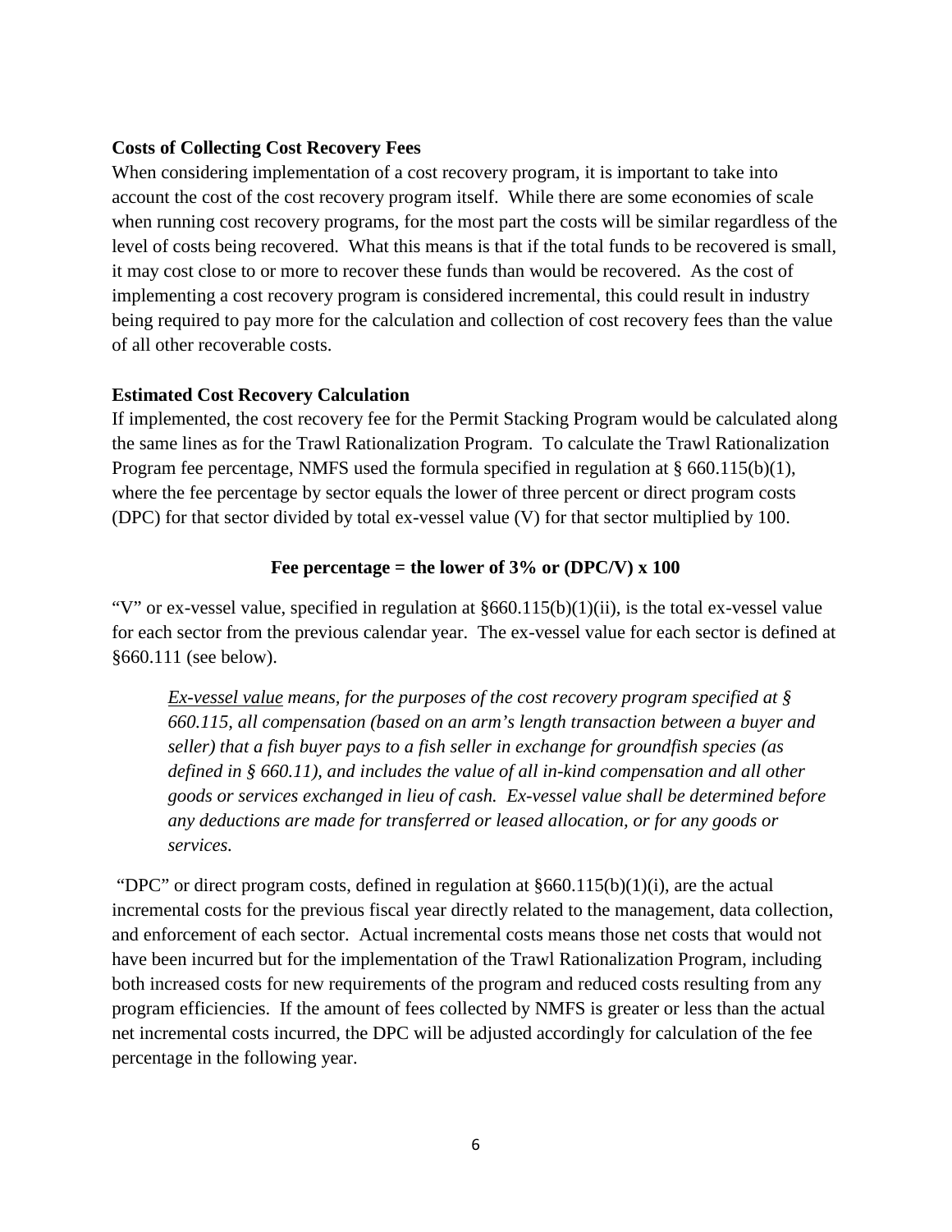**Costs of Collecting Cost Recovery Fees**

When considering implementation of a cost recovery program, it is important to take into account the cost of the cost recovery program itself. While there are some economies of scale when running cost recovery programs, for the most part the costs will be similar regardless of the level of costs being recovered. What this means is that if the total funds to be recovered is small, it may cost close to or more to recover these funds than would be recovered. As the cost of implementing a cost recovery program is considered incremental, this could result in industry being required to pay more for the calculation and collection of cost recovery fees than the value of all other recoverable costs.

**Estimated Cost Recovery Calculation**

If implemented, the cost recovery fee for the Permit Stacking Program would be calculated along the same lines as for the Trawl Rationalization Program. To calculate the Trawl Rationalization Program fee percentage, NMFS used the formula specified in regulation at § 660.115(b)(1), where the fee percentage by sector equals the lower of three percent or direct program costs (DPC) for that sector divided by total ex-vessel value (V) for that sector multiplied by 100.

**Fee percentage = the lower of 3% or (DPC/V) x 100**

"V" or ex-vessel value, specified in regulation at §660.115(b)(1)(ii), is the total ex-vessel value for each sector from the previous calendar year. The ex-vessel value for each sector is defined at §660.111 (see below).

> *Ex-vessel value means, for the purposes of the cost recovery program specified at § 660.115, all compensation (based on an arm's length transaction between a buyer and seller) that a fish buyer pays to a fish seller in exchange for groundfish species (as defined in § 660.11), and includes the value of all in-kind compensation and all other goods or services exchanged in lieu of cash. Ex-vessel value shall be determined before any deductions are made for transferred or leased allocation, or for any goods or services.*

"DPC" or direct program costs, defined in regulation at §660.115(b)(1)(i), are the actual incremental costs for the previous fiscal year directly related to the management, data collection, and enforcement of each sector. Actual incremental costs means those net costs that would not have been incurred but for the implementation of the Trawl Rationalization Program, including both increased costs for new requirements of the program and reduced costs resulting from any program efficiencies. If the amount of fees collected by NMFS is greater or less than the actual net incremental costs incurred, the DPC will be adjusted accordingly for calculation of the fee percentage in the following year.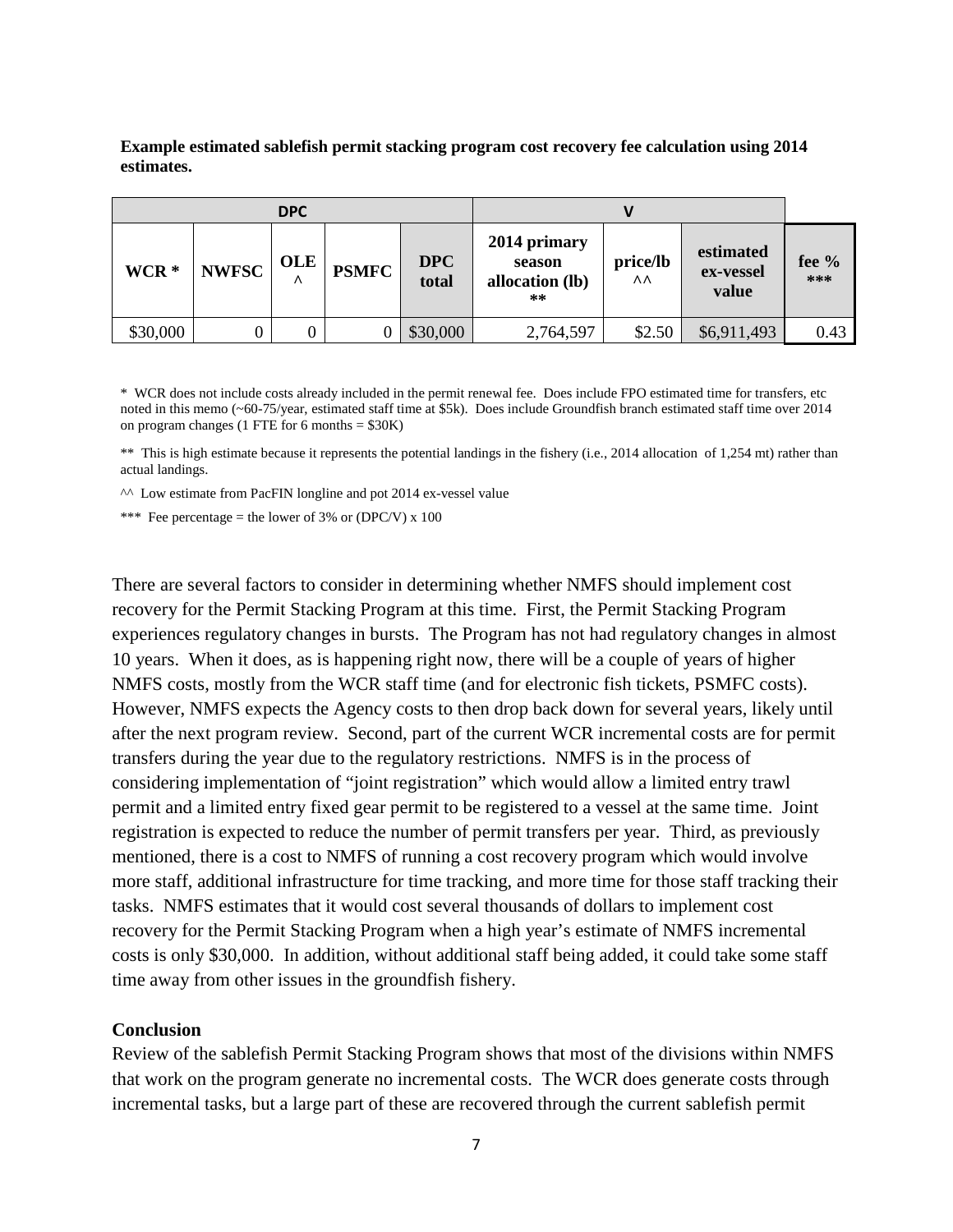**Example estimated sablefish permit stacking program cost recovery fee calculation using 2014 estimates.**

| DPC | | | | | V | | | |
|---|---|---|---|---|---|---|---|---|
| **WCR \*** | **NWFSC** | **OLE ^** | **PSMFC** | **DPC total** | **2014 primary season allocation (lb) \*\*** | **price/lb ^^** | **estimated ex-vessel value** | **fee % \*\*\*** |
| $30,000 | 0 | 0 | 0 | $30,000 | 2,764,597 | $2.50 | $6,911,493 | 0.43 |

\* WCR does not include costs already included in the permit renewal fee. Does include FPO estimated time for transfers, etc noted in this memo (~60-75/year, estimated staff time at $5k). Does include Groundfish branch estimated staff time over 2014 on program changes (1 FTE for 6 months = $30K)

\*\* This is high estimate because it represents the potential landings in the fishery (i.e., 2014 allocation of 1,254 mt) rather than actual landings.

^^ Low estimate from PacFIN longline and pot 2014 ex-vessel value

\*\*\* Fee percentage = the lower of 3% or (DPC/V) x 100

There are several factors to consider in determining whether NMFS should implement cost recovery for the Permit Stacking Program at this time. First, the Permit Stacking Program experiences regulatory changes in bursts. The Program has not had regulatory changes in almost 10 years. When it does, as is happening right now, there will be a couple of years of higher NMFS costs, mostly from the WCR staff time (and for electronic fish tickets, PSMFC costs). However, NMFS expects the Agency costs to then drop back down for several years, likely until after the next program review. Second, part of the current WCR incremental costs are for permit transfers during the year due to the regulatory restrictions. NMFS is in the process of considering implementation of "joint registration" which would allow a limited entry trawl permit and a limited entry fixed gear permit to be registered to a vessel at the same time. Joint registration is expected to reduce the number of permit transfers per year. Third, as previously mentioned, there is a cost to NMFS of running a cost recovery program which would involve more staff, additional infrastructure for time tracking, and more time for those staff tracking their tasks. NMFS estimates that it would cost several thousands of dollars to implement cost recovery for the Permit Stacking Program when a high year's estimate of NMFS incremental costs is only $30,000. In addition, without additional staff being added, it could take some staff time away from other issues in the groundfish fishery.

**Conclusion**

Review of the sablefish Permit Stacking Program shows that most of the divisions within NMFS that work on the program generate no incremental costs. The WCR does generate costs through incremental tasks, but a large part of these are recovered through the current sablefish permit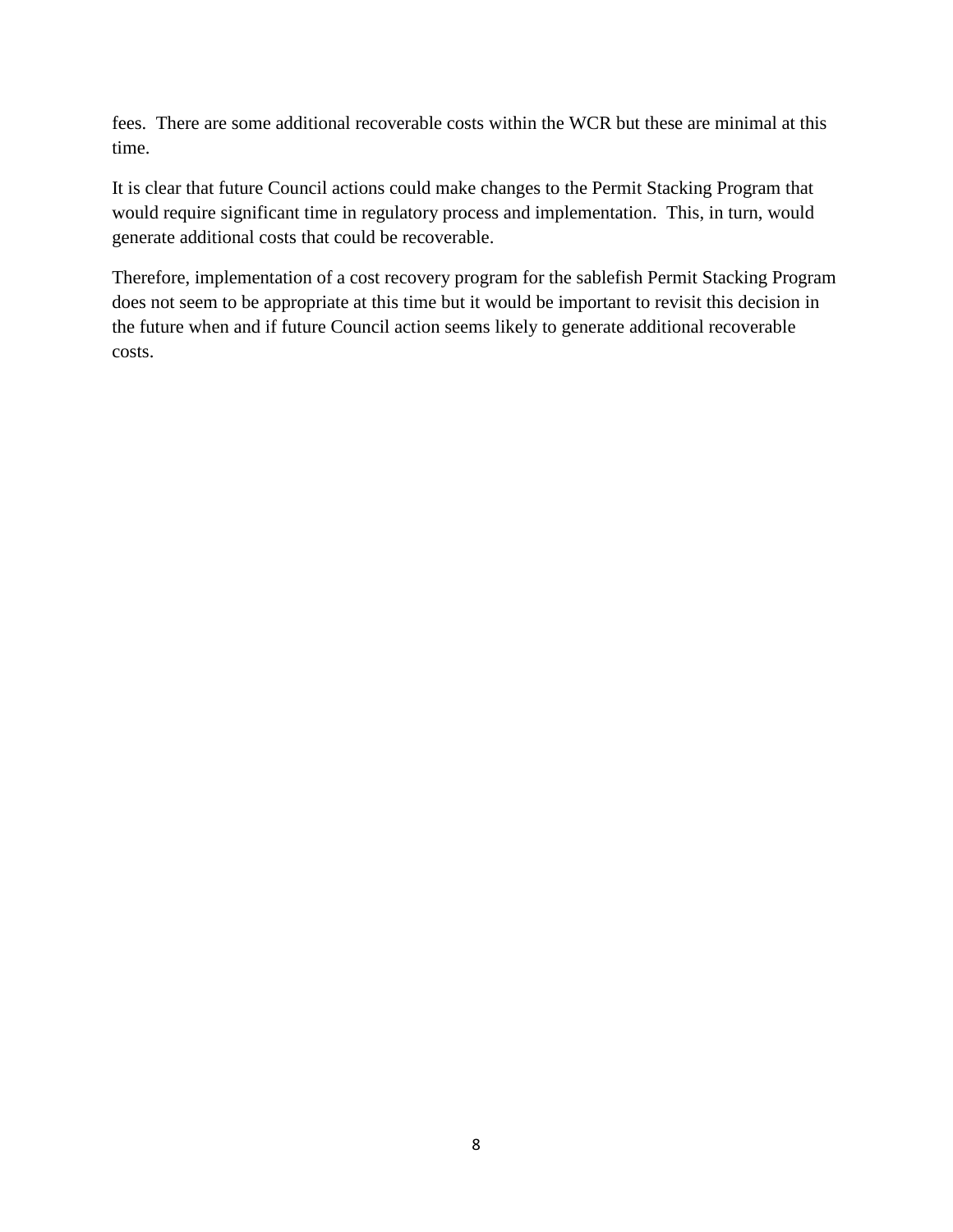fees.  There are some additional recoverable costs within the WCR but these are minimal at this time.

It is clear that future Council actions could make changes to the Permit Stacking Program that would require significant time in regulatory process and implementation.  This, in turn, would generate additional costs that could be recoverable.

Therefore, implementation of a cost recovery program for the sablefish Permit Stacking Program does not seem to be appropriate at this time but it would be important to revisit this decision in the future when and if future Council action seems likely to generate additional recoverable costs.